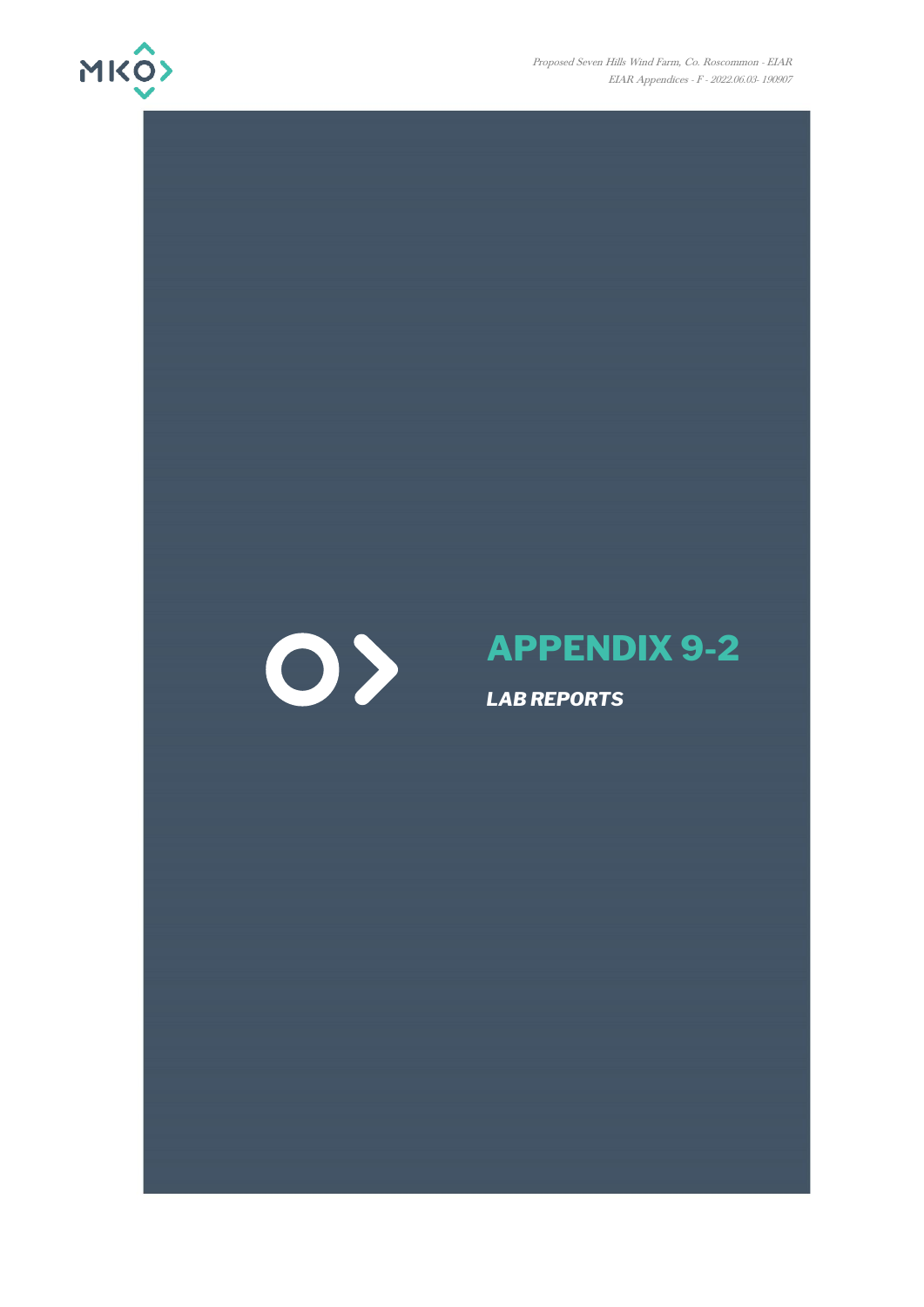# APPENDIX 9-2

***LAB REPORTS***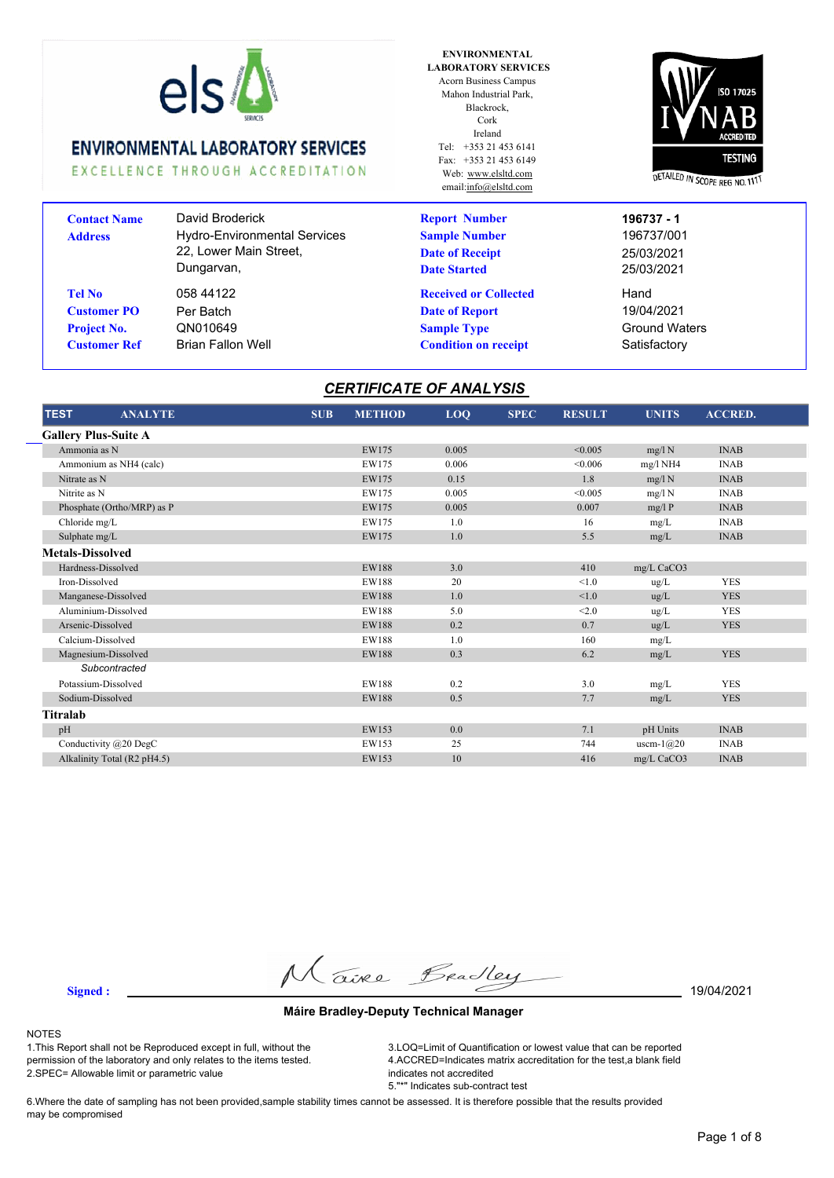**ENVIRONMENTAL LABORATORY SERVICES**
EXCELLENCE THROUGH ACCREDITATION

ENVIRONMENTAL LABORATORY SERVICES
Acorn Business Campus
Mahon Industrial Park,
Blackrock,
Cork
Ireland
Tel: +353 21 453 6141
Fax: +353 21 453 6149
Web: www.elsltd.com
email:info@elsltd.com

ISO 17025 INAB ACCREDITED TESTING
DETAILED IN SCOPE REG NO. 111T

| | | | |
|---|---|---|---|
| **Contact Name** | David Broderick | **Report Number** | **196737 - 1** |
| **Address** | Hydro-Environmental Services<br>22, Lower Main Street,<br>Dungarvan, | **Sample Number** | 196737/001 |
| | | **Date of Receipt** | 25/03/2021 |
| | | **Date Started** | 25/03/2021 |
| **Tel No** | 058 44122 | **Received or Collected** | Hand |
| **Customer PO** | Per Batch | **Date of Report** | 19/04/2021 |
| **Project No.** | QN010649 | **Sample Type** | Ground Waters |
| **Customer Ref** | Brian Fallon Well | **Condition on receipt** | Satisfactory |

## *CERTIFICATE OF ANALYSIS*

| TEST ANALYTE | SUB | METHOD | LOQ | SPEC | RESULT | UNITS | ACCRED. |
|---|---|---|---|---|---|---|---|
| **Gallery Plus-Suite A** | | | | | | | |
| Ammonia as N | | EW175 | 0.005 | | <0.005 | mg/l N | INAB |
| Ammonium as NH4 (calc) | | EW175 | 0.006 | | <0.006 | mg/l NH4 | INAB |
| Nitrate as N | | EW175 | 0.15 | | 1.8 | mg/l N | INAB |
| Nitrite as N | | EW175 | 0.005 | | <0.005 | mg/l N | INAB |
| Phosphate (Ortho/MRP) as P | | EW175 | 0.005 | | 0.007 | mg/l P | INAB |
| Chloride mg/L | | EW175 | 1.0 | | 16 | mg/L | INAB |
| Sulphate mg/L | | EW175 | 1.0 | | 5.5 | mg/L | INAB |
| **Metals-Dissolved** | | | | | | | |
| Hardness-Dissolved | | EW188 | 3.0 | | 410 | mg/L CaCO3 | |
| Iron-Dissolved | | EW188 | 20 | | <1.0 | ug/L | YES |
| Manganese-Dissolved | | EW188 | 1.0 | | <1.0 | ug/L | YES |
| Aluminium-Dissolved | | EW188 | 5.0 | | <2.0 | ug/L | YES |
| Arsenic-Dissolved | | EW188 | 0.2 | | 0.7 | ug/L | YES |
| Calcium-Dissolved | | EW188 | 1.0 | | 160 | mg/L | |
| Magnesium-Dissolved | | EW188 | 0.3 | | 6.2 | mg/L | YES |
| *Subcontracted* | | | | | | | |
| Potassium-Dissolved | | EW188 | 0.2 | | 3.0 | mg/L | YES |
| Sodium-Dissolved | | EW188 | 0.5 | | 7.7 | mg/L | YES |
| **Titralab** | | | | | | | |
| pH | | EW153 | 0.0 | | 7.1 | pH Units | INAB |
| Conductivity @20 DegC | | EW153 | 25 | | 744 | uscm-1@20 | INAB |
| Alkalinity Total (R2 pH4.5) | | EW153 | 10 | | 416 | mg/L CaCO3 | INAB |

**Signed :** Máire Bradley 19/04/2021

**Máire Bradley-Deputy Technical Manager**

NOTES
1.This Report shall not be Reproduced except in full, without the permission of the laboratory and only relates to the items tested.
2.SPEC= Allowable limit or parametric value
3.LOQ=Limit of Quantification or lowest value that can be reported
4.ACCRED=Indicates matrix accreditation for the test,a blank field indicates not accredited
5."*" Indicates sub-contract test
6.Where the date of sampling has not been provided,sample stability times cannot be assessed. It is therefore possible that the results provided may be compromised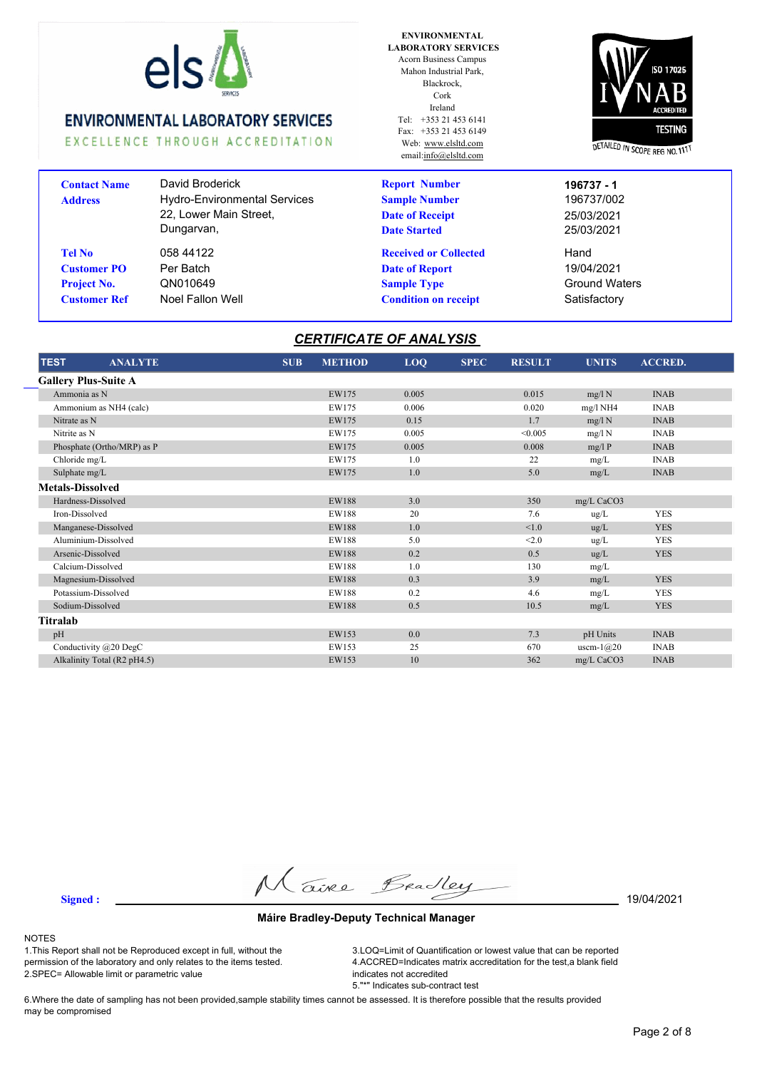ENVIRONMENTAL LABORATORY SERVICES

EXCELLENCE THROUGH ACCREDITATION

**ENVIRONMENTAL LABORATORY SERVICES**
Acorn Business Campus
Mahon Industrial Park,
Blackrock,
Cork
Ireland
Tel: +353 21 453 6141
Fax: +353 21 453 6149
Web: www.elsltd.com
email:info@elsltd.com

ISO 17025 INAB ACCREDITED TESTING
DETAILED IN SCOPE REG NO. 111T

| | | | |
|---|---|---|---|
| **Contact Name** | David Broderick | **Report Number** | **196737 - 1** |
| **Address** | Hydro-Environmental Services | **Sample Number** | 196737/002 |
| | 22, Lower Main Street, | **Date of Receipt** | 25/03/2021 |
| | Dungarvan, | **Date Started** | 25/03/2021 |
| **Tel No** | 058 44122 | **Received or Collected** | Hand |
| **Customer PO** | Per Batch | **Date of Report** | 19/04/2021 |
| **Project No.** | QN010649 | **Sample Type** | Ground Waters |
| **Customer Ref** | Noel Fallon Well | **Condition on receipt** | Satisfactory |

## CERTIFICATE OF ANALYSIS

| TEST ANALYTE | SUB | METHOD | LOQ | SPEC | RESULT | UNITS | ACCRED. |
|---|---|---|---|---|---|---|---|
| **Gallery Plus-Suite A** | | | | | | | |
| Ammonia as N | | EW175 | 0.005 | | 0.015 | mg/l N | INAB |
| Ammonium as NH4 (calc) | | EW175 | 0.006 | | 0.020 | mg/l NH4 | INAB |
| Nitrate as N | | EW175 | 0.15 | | 1.7 | mg/l N | INAB |
| Nitrite as N | | EW175 | 0.005 | | <0.005 | mg/l N | INAB |
| Phosphate (Ortho/MRP) as P | | EW175 | 0.005 | | 0.008 | mg/l P | INAB |
| Chloride mg/L | | EW175 | 1.0 | | 22 | mg/L | INAB |
| Sulphate mg/L | | EW175 | 1.0 | | 5.0 | mg/L | INAB |
| **Metals-Dissolved** | | | | | | | |
| Hardness-Dissolved | | EW188 | 3.0 | | 350 | mg/L CaCO3 | |
| Iron-Dissolved | | EW188 | 20 | | 7.6 | ug/L | YES |
| Manganese-Dissolved | | EW188 | 1.0 | | <1.0 | ug/L | YES |
| Aluminium-Dissolved | | EW188 | 5.0 | | <2.0 | ug/L | YES |
| Arsenic-Dissolved | | EW188 | 0.2 | | 0.5 | ug/L | YES |
| Calcium-Dissolved | | EW188 | 1.0 | | 130 | mg/L | |
| Magnesium-Dissolved | | EW188 | 0.3 | | 3.9 | mg/L | YES |
| Potassium-Dissolved | | EW188 | 0.2 | | 4.6 | mg/L | YES |
| Sodium-Dissolved | | EW188 | 0.5 | | 10.5 | mg/L | YES |
| **Titralab** | | | | | | | |
| pH | | EW153 | 0.0 | | 7.3 | pH Units | INAB |
| Conductivity @20 DegC | | EW153 | 25 | | 670 | uscm-1@20 | INAB |
| Alkalinity Total (R2 pH4.5) | | EW153 | 10 | | 362 | mg/L CaCO3 | INAB |

**Signed :** Máire Bradley 19/04/2021

**Máire Bradley-Deputy Technical Manager**

NOTES

1.This Report shall not be Reproduced except in full, without the permission of the laboratory and only relates to the items tested.
2.SPEC= Allowable limit or parametric value
3.LOQ=Limit of Quantification or lowest value that can be reported
4.ACCRED=Indicates matrix accreditation for the test,a blank field indicates not accredited
5."*" Indicates sub-contract test
6.Where the date of sampling has not been provided,sample stability times cannot be assessed. It is therefore possible that the results provided may be compromised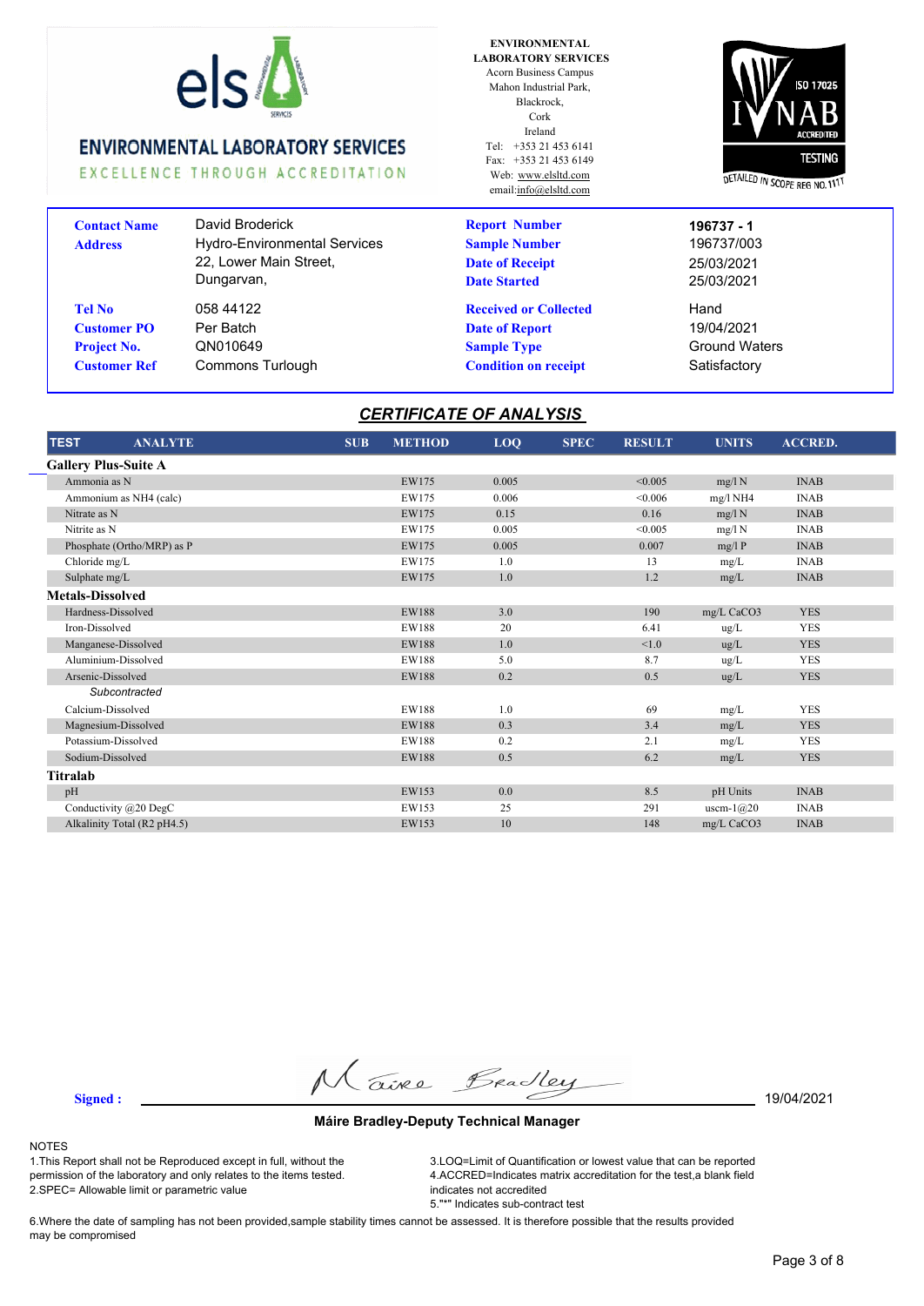ENVIRONMENTAL LABORATORY SERVICES
EXCELLENCE THROUGH ACCREDITATION

**ENVIRONMENTAL LABORATORY SERVICES**
Acorn Business Campus
Mahon Industrial Park,
Blackrock,
Cork
Ireland
Tel: +353 21 453 6141
Fax: +353 21 453 6149
Web: www.elsltd.com
email:info@elsltd.com

ISO 17025 INAB ACCREDITED TESTING DETAILED IN SCOPE REG NO. 117T

| | | | |
|---|---|---|---|
| **Contact Name** | David Broderick | **Report Number** | **196737 - 1** |
| **Address** | Hydro-Environmental Services | **Sample Number** | 196737/003 |
| | 22, Lower Main Street, | **Date of Receipt** | 25/03/2021 |
| | Dungarvan, | **Date Started** | 25/03/2021 |
| **Tel No** | 058 44122 | **Received or Collected** | Hand |
| **Customer PO** | Per Batch | **Date of Report** | 19/04/2021 |
| **Project No.** | QN010649 | **Sample Type** | Ground Waters |
| **Customer Ref** | Commons Turlough | **Condition on receipt** | Satisfactory |

## CERTIFICATE OF ANALYSIS

| TEST ANALYTE | SUB | METHOD | LOQ | SPEC | RESULT | UNITS | ACCRED. |
|---|---|---|---|---|---|---|---|
| **Gallery Plus-Suite A** | | | | | | | |
| Ammonia as N | | EW175 | 0.005 | | <0.005 | mg/l N | INAB |
| Ammonium as NH4 (calc) | | EW175 | 0.006 | | <0.006 | mg/l NH4 | INAB |
| Nitrate as N | | EW175 | 0.15 | | 0.16 | mg/l N | INAB |
| Nitrite as N | | EW175 | 0.005 | | <0.005 | mg/l N | INAB |
| Phosphate (Ortho/MRP) as P | | EW175 | 0.005 | | 0.007 | mg/l P | INAB |
| Chloride mg/L | | EW175 | 1.0 | | 13 | mg/L | INAB |
| Sulphate mg/L | | EW175 | 1.0 | | 1.2 | mg/L | INAB |
| **Metals-Dissolved** | | | | | | | |
| Hardness-Dissolved | | EW188 | 3.0 | | 190 | mg/L CaCO3 | YES |
| Iron-Dissolved | | EW188 | 20 | | 6.41 | ug/L | YES |
| Manganese-Dissolved | | EW188 | 1.0 | | <1.0 | ug/L | YES |
| Aluminium-Dissolved | | EW188 | 5.0 | | 8.7 | ug/L | YES |
| Arsenic-Dissolved | | EW188 | 0.2 | | 0.5 | ug/L | YES |
| *Subcontracted* | | | | | | | |
| Calcium-Dissolved | | EW188 | 1.0 | | 69 | mg/L | YES |
| Magnesium-Dissolved | | EW188 | 0.3 | | 3.4 | mg/L | YES |
| Potassium-Dissolved | | EW188 | 0.2 | | 2.1 | mg/L | YES |
| Sodium-Dissolved | | EW188 | 0.5 | | 6.2 | mg/L | YES |
| **Titralab** | | | | | | | |
| pH | | EW153 | 0.0 | | 8.5 | pH Units | INAB |
| Conductivity @20 DegC | | EW153 | 25 | | 291 | uscm-1@20 | INAB |
| Alkalinity Total (R2 pH4.5) | | EW153 | 10 | | 148 | mg/L CaCO3 | INAB |

**Signed :** Máire Bradley 19/04/2021

**Máire Bradley-Deputy Technical Manager**

NOTES

1.This Report shall not be Reproduced except in full, without the permission of the laboratory and only relates to the items tested.
2.SPEC= Allowable limit or parametric value
3.LOQ=Limit of Quantification or lowest value that can be reported
4.ACCRED=Indicates matrix accreditation for the test,a blank field indicates not accredited
5."*" Indicates sub-contract test
6.Where the date of sampling has not been provided,sample stability times cannot be assessed. It is therefore possible that the results provided may be compromised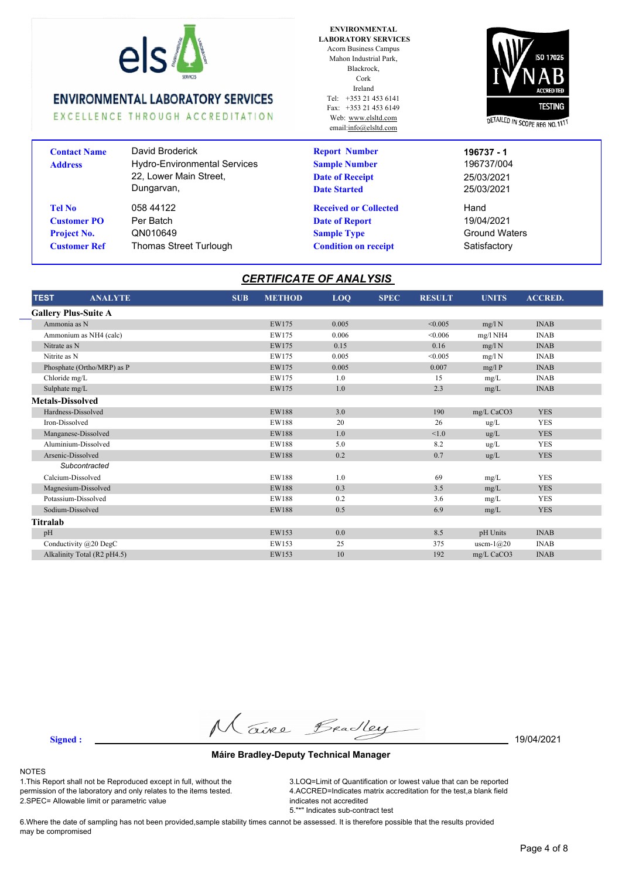**ENVIRONMENTAL LABORATORY SERVICES**
EXCELLENCE THROUGH ACCREDITATION

**ENVIRONMENTAL LABORATORY SERVICES**
Acorn Business Campus
Mahon Industrial Park,
Blackrock,
Cork
Ireland
Tel: +353 21 453 6141
Fax: +353 21 453 6149
Web: www.elsltd.com
email:info@elsltd.com

ISO 17025 INAB ACCREDITED TESTING
DETAILED IN SCOPE REG NO. 117T

| | | | |
|---|---|---|---|
| **Contact Name** | David Broderick | **Report Number** | **196737 - 1** |
| **Address** | Hydro-Environmental Services 22, Lower Main Street, Dungarvan, | **Sample Number** | 196737/004 |
| | | **Date of Receipt** | 25/03/2021 |
| | | **Date Started** | 25/03/2021 |
| **Tel No** | 058 44122 | **Received or Collected** | Hand |
| **Customer PO** | Per Batch | **Date of Report** | 19/04/2021 |
| **Project No.** | QN010649 | **Sample Type** | Ground Waters |
| **Customer Ref** | Thomas Street Turlough | **Condition on receipt** | Satisfactory |

## *CERTIFICATE OF ANALYSIS*

| TEST ANALYTE | SUB | METHOD | LOQ | SPEC | RESULT | UNITS | ACCRED. |
|---|---|---|---|---|---|---|---|
| **Gallery Plus-Suite A** | | | | | | | |
| Ammonia as N | | EW175 | 0.005 | | <0.005 | mg/l N | INAB |
| Ammonium as NH4 (calc) | | EW175 | 0.006 | | <0.006 | mg/l NH4 | INAB |
| Nitrate as N | | EW175 | 0.15 | | 0.16 | mg/l N | INAB |
| Nitrite as N | | EW175 | 0.005 | | <0.005 | mg/l N | INAB |
| Phosphate (Ortho/MRP) as P | | EW175 | 0.005 | | 0.007 | mg/l P | INAB |
| Chloride mg/L | | EW175 | 1.0 | | 15 | mg/L | INAB |
| Sulphate mg/L | | EW175 | 1.0 | | 2.3 | mg/L | INAB |
| **Metals-Dissolved** | | | | | | | |
| Hardness-Dissolved | | EW188 | 3.0 | | 190 | mg/L CaCO3 | YES |
| Iron-Dissolved | | EW188 | 20 | | 26 | ug/L | YES |
| Manganese-Dissolved | | EW188 | 1.0 | | <1.0 | ug/L | YES |
| Aluminium-Dissolved | | EW188 | 5.0 | | 8.2 | ug/L | YES |
| Arsenic-Dissolved | | EW188 | 0.2 | | 0.7 | ug/L | YES |
| *Subcontracted* | | | | | | | |
| Calcium-Dissolved | | EW188 | 1.0 | | 69 | mg/L | YES |
| Magnesium-Dissolved | | EW188 | 0.3 | | 3.5 | mg/L | YES |
| Potassium-Dissolved | | EW188 | 0.2 | | 3.6 | mg/L | YES |
| Sodium-Dissolved | | EW188 | 0.5 | | 6.9 | mg/L | YES |
| **Titralab** | | | | | | | |
| pH | | EW153 | 0.0 | | 8.5 | pH Units | INAB |
| Conductivity @20 DegC | | EW153 | 25 | | 375 | uscm-1@20 | INAB |
| Alkalinity Total (R2 pH4.5) | | EW153 | 10 | | 192 | mg/L CaCO3 | INAB |

**Signed :** Máire Bradley 19/04/2021

**Máire Bradley-Deputy Technical Manager**

NOTES
1.This Report shall not be Reproduced except in full, without the permission of the laboratory and only relates to the items tested.
2.SPEC= Allowable limit or parametric value
3.LOQ=Limit of Quantification or lowest value that can be reported
4.ACCRED=Indicates matrix accreditation for the test,a blank field indicates not accredited
5."*" Indicates sub-contract test
6.Where the date of sampling has not been provided,sample stability times cannot be assessed. It is therefore possible that the results provided may be compromised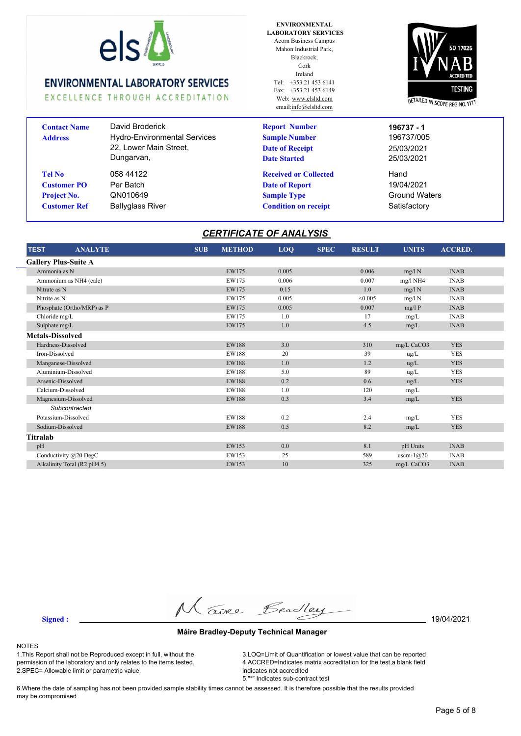**ENVIRONMENTAL LABORATORY SERVICES**
EXCELLENCE THROUGH ACCREDITATION

**ENVIRONMENTAL LABORATORY SERVICES**
Acorn Business Campus
Mahon Industrial Park,
Blackrock,
Cork
Ireland
Tel: +353 21 453 6141
Fax: +353 21 453 6149
Web: www.elsltd.com
email:info@elsltd.com

ISO 17025 INAB ACCREDITED TESTING
DETAILED IN SCOPE REG NO. 111T

| | | | |
|---|---|---|---|
| **Contact Name** | David Broderick | **Report Number** | **196737 - 1** |
| **Address** | Hydro-Environmental Services | **Sample Number** | 196737/005 |
| | 22, Lower Main Street, | **Date of Receipt** | 25/03/2021 |
| | Dungarvan, | **Date Started** | 25/03/2021 |
| **Tel No** | 058 44122 | **Received or Collected** | Hand |
| **Customer PO** | Per Batch | **Date of Report** | 19/04/2021 |
| **Project No.** | QN010649 | **Sample Type** | Ground Waters |
| **Customer Ref** | Ballyglass River | **Condition on receipt** | Satisfactory |

## *CERTIFICATE OF ANALYSIS*

| TEST ANALYTE | SUB | METHOD | LOQ | SPEC | RESULT | UNITS | ACCRED. |
|---|---|---|---|---|---|---|---|
| **Gallery Plus-Suite A** | | | | | | | |
| Ammonia as N | | EW175 | 0.005 | | 0.006 | mg/l N | INAB |
| Ammonium as NH4 (calc) | | EW175 | 0.006 | | 0.007 | mg/l NH4 | INAB |
| Nitrate as N | | EW175 | 0.15 | | 1.0 | mg/l N | INAB |
| Nitrite as N | | EW175 | 0.005 | | <0.005 | mg/l N | INAB |
| Phosphate (Ortho/MRP) as P | | EW175 | 0.005 | | 0.007 | mg/l P | INAB |
| Chloride mg/L | | EW175 | 1.0 | | 17 | mg/L | INAB |
| Sulphate mg/L | | EW175 | 1.0 | | 4.5 | mg/L | INAB |
| **Metals-Dissolved** | | | | | | | |
| Hardness-Dissolved | | EW188 | 3.0 | | 310 | mg/L CaCO3 | YES |
| Iron-Dissolved | | EW188 | 20 | | 39 | ug/L | YES |
| Manganese-Dissolved | | EW188 | 1.0 | | 1.2 | ug/L | YES |
| Aluminium-Dissolved | | EW188 | 5.0 | | 89 | ug/L | YES |
| Arsenic-Dissolved | | EW188 | 0.2 | | 0.6 | ug/L | YES |
| Calcium-Dissolved | | EW188 | 1.0 | | 120 | mg/L | |
| Magnesium-Dissolved | | EW188 | 0.3 | | 3.4 | mg/L | YES |
| *Subcontracted* | | | | | | | |
| Potassium-Dissolved | | EW188 | 0.2 | | 2.4 | mg/L | YES |
| Sodium-Dissolved | | EW188 | 0.5 | | 8.2 | mg/L | YES |
| **Titralab** | | | | | | | |
| pH | | EW153 | 0.0 | | 8.1 | pH Units | INAB |
| Conductivity @20 DegC | | EW153 | 25 | | 589 | uscm-1@20 | INAB |
| Alkalinity Total (R2 pH4.5) | | EW153 | 10 | | 325 | mg/L CaCO3 | INAB |

**Signed :** Máire Bradley &nbsp;&nbsp;&nbsp; 19/04/2021

**Máire Bradley-Deputy Technical Manager**

NOTES

1.This Report shall not be Reproduced except in full, without the permission of the laboratory and only relates to the items tested.
2.SPEC= Allowable limit or parametric value
3.LOQ=Limit of Quantification or lowest value that can be reported
4.ACCRED=Indicates matrix accreditation for the test,a blank field indicates not accredited
5."*" Indicates sub-contract test
6.Where the date of sampling has not been provided,sample stability times cannot be assessed. It is therefore possible that the results provided may be compromised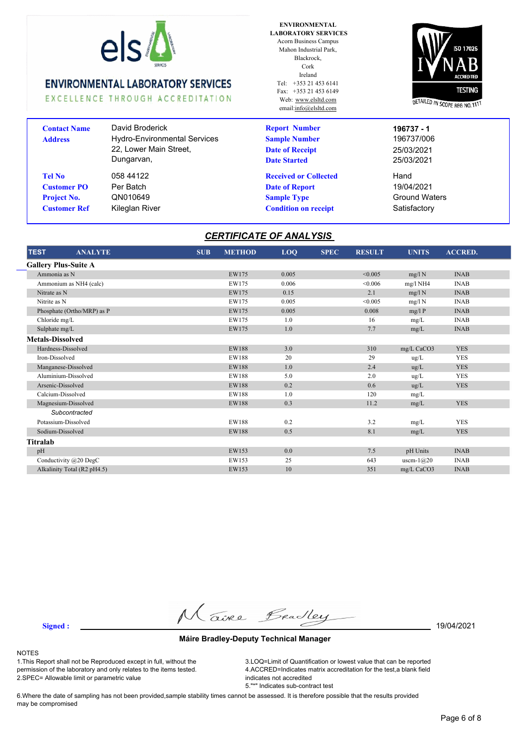**ENVIRONMENTAL LABORATORY SERVICES**
EXCELLENCE THROUGH ACCREDITATION

ENVIRONMENTAL LABORATORY SERVICES
Acorn Business Campus
Mahon Industrial Park,
Blackrock,
Cork
Ireland
Tel: +353 21 453 6141
Fax: +353 21 453 6149
Web: www.elsltd.com
email:info@elsltd.com

ISO 17025 INAB ACCREDITED TESTING
DETAILED IN SCOPE REG NO. 111T

| | | | |
|---|---|---|---|
| **Contact Name** | David Broderick | **Report Number** | **196737 - 1** |
| **Address** | Hydro-Environmental Services 22, Lower Main Street, Dungarvan, | **Sample Number** | 196737/006 |
| | | **Date of Receipt** | 25/03/2021 |
| | | **Date Started** | 25/03/2021 |
| **Tel No** | 058 44122 | **Received or Collected** | Hand |
| **Customer PO** | Per Batch | **Date of Report** | 19/04/2021 |
| **Project No.** | QN010649 | **Sample Type** | Ground Waters |
| **Customer Ref** | Kileglan River | **Condition on receipt** | Satisfactory |

## CERTIFICATE OF ANALYSIS

| TEST ANALYTE | SUB | METHOD | LOQ | SPEC | RESULT | UNITS | ACCRED. |
|---|---|---|---|---|---|---|---|
| **Gallery Plus-Suite A** | | | | | | | |
| Ammonia as N | | EW175 | 0.005 | | <0.005 | mg/l N | INAB |
| Ammonium as NH4 (calc) | | EW175 | 0.006 | | <0.006 | mg/l NH4 | INAB |
| Nitrate as N | | EW175 | 0.15 | | 2.1 | mg/l N | INAB |
| Nitrite as N | | EW175 | 0.005 | | <0.005 | mg/l N | INAB |
| Phosphate (Ortho/MRP) as P | | EW175 | 0.005 | | 0.008 | mg/l P | INAB |
| Chloride mg/L | | EW175 | 1.0 | | 16 | mg/L | INAB |
| Sulphate mg/L | | EW175 | 1.0 | | 7.7 | mg/L | INAB |
| **Metals-Dissolved** | | | | | | | |
| Hardness-Dissolved | | EW188 | 3.0 | | 310 | mg/L CaCO3 | YES |
| Iron-Dissolved | | EW188 | 20 | | 29 | ug/L | YES |
| Manganese-Dissolved | | EW188 | 1.0 | | 2.4 | ug/L | YES |
| Aluminium-Dissolved | | EW188 | 5.0 | | 2.0 | ug/L | YES |
| Arsenic-Dissolved | | EW188 | 0.2 | | 0.6 | ug/L | YES |
| Calcium-Dissolved | | EW188 | 1.0 | | 120 | mg/L | |
| Magnesium-Dissolved | | EW188 | 0.3 | | 11.2 | mg/L | YES |
| *Subcontracted* | | | | | | | |
| Potassium-Dissolved | | EW188 | 0.2 | | 3.2 | mg/L | YES |
| Sodium-Dissolved | | EW188 | 0.5 | | 8.1 | mg/L | YES |
| **Titralab** | | | | | | | |
| pH | | EW153 | 0.0 | | 7.5 | pH Units | INAB |
| Conductivity @20 DegC | | EW153 | 25 | | 643 | uscm-1@20 | INAB |
| Alkalinity Total (R2 pH4.5) | | EW153 | 10 | | 351 | mg/L CaCO3 | INAB |

**Signed :** Máire Bradley 19/04/2021

**Máire Bradley-Deputy Technical Manager**

NOTES
1.This Report shall not be Reproduced except in full, without the permission of the laboratory and only relates to the items tested.
2.SPEC= Allowable limit or parametric value
3.LOQ=Limit of Quantification or lowest value that can be reported
4.ACCRED=Indicates matrix accreditation for the test,a blank field indicates not accredited
5."*" Indicates sub-contract test
6.Where the date of sampling has not been provided,sample stability times cannot be assessed. It is therefore possible that the results provided may be compromised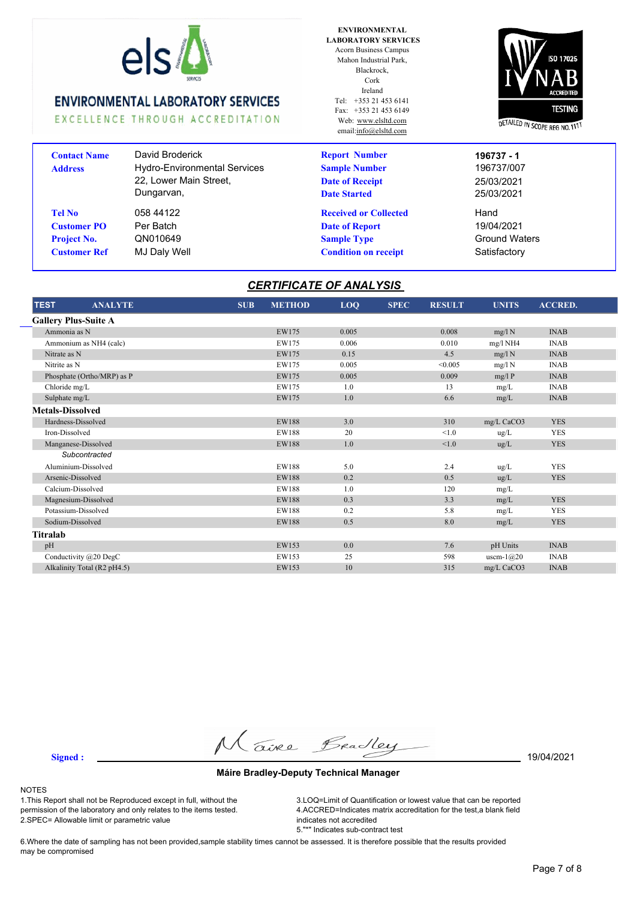**ENVIRONMENTAL LABORATORY SERVICES**
EXCELLENCE THROUGH ACCREDITATION

ENVIRONMENTAL LABORATORY SERVICES
Acorn Business Campus
Mahon Industrial Park,
Blackrock,
Cork
Ireland
Tel: +353 21 453 6141
Fax: +353 21 453 6149
Web: www.elsltd.com
email:info@elsltd.com

ISO 17025 INAB ACCREDITED TESTING
DETAILED IN SCOPE REG NO. 111T

| | | | |
|---|---|---|---|
| **Contact Name** | David Broderick | **Report Number** | **196737 - 1** |
| **Address** | Hydro-Environmental Services<br>22, Lower Main Street,<br>Dungarvan, | **Sample Number** | 196737/007 |
| | | **Date of Receipt** | 25/03/2021 |
| | | **Date Started** | 25/03/2021 |
| **Tel No** | 058 44122 | **Received or Collected** | Hand |
| **Customer PO** | Per Batch | **Date of Report** | 19/04/2021 |
| **Project No.** | QN010649 | **Sample Type** | Ground Waters |
| **Customer Ref** | MJ Daly Well | **Condition on receipt** | Satisfactory |

## CERTIFICATE OF ANALYSIS

| TEST ANALYTE | SUB | METHOD | LOQ | SPEC | RESULT | UNITS | ACCRED. |
|---|---|---|---|---|---|---|---|
| **Gallery Plus-Suite A** | | | | | | | |
| Ammonia as N | | EW175 | 0.005 | | 0.008 | mg/l N | INAB |
| Ammonium as NH4 (calc) | | EW175 | 0.006 | | 0.010 | mg/l NH4 | INAB |
| Nitrate as N | | EW175 | 0.15 | | 4.5 | mg/l N | INAB |
| Nitrite as N | | EW175 | 0.005 | | <0.005 | mg/l N | INAB |
| Phosphate (Ortho/MRP) as P | | EW175 | 0.005 | | 0.009 | mg/l P | INAB |
| Chloride mg/L | | EW175 | 1.0 | | 13 | mg/L | INAB |
| Sulphate mg/L | | EW175 | 1.0 | | 6.6 | mg/L | INAB |
| **Metals-Dissolved** | | | | | | | |
| Hardness-Dissolved | | EW188 | 3.0 | | 310 | mg/L CaCO3 | YES |
| Iron-Dissolved | | EW188 | 20 | | <1.0 | ug/L | YES |
| Manganese-Dissolved | | EW188 | 1.0 | | <1.0 | ug/L | YES |
| *Subcontracted* | | | | | | | |
| Aluminium-Dissolved | | EW188 | 5.0 | | 2.4 | ug/L | YES |
| Arsenic-Dissolved | | EW188 | 0.2 | | 0.5 | ug/L | YES |
| Calcium-Dissolved | | EW188 | 1.0 | | 120 | mg/L | |
| Magnesium-Dissolved | | EW188 | 0.3 | | 3.3 | mg/L | YES |
| Potassium-Dissolved | | EW188 | 0.2 | | 5.8 | mg/L | YES |
| Sodium-Dissolved | | EW188 | 0.5 | | 8.0 | mg/L | YES |
| **Titralab** | | | | | | | |
| pH | | EW153 | 0.0 | | 7.6 | pH Units | INAB |
| Conductivity @20 DegC | | EW153 | 25 | | 598 | uscm-1@20 | INAB |
| Alkalinity Total (R2 pH4.5) | | EW153 | 10 | | 315 | mg/L CaCO3 | INAB |

**Signed :** Máire Bradley 19/04/2021

**Máire Bradley-Deputy Technical Manager**

NOTES

1.This Report shall not be Reproduced except in full, without the permission of the laboratory and only relates to the items tested.
2.SPEC= Allowable limit or parametric value
3.LOQ=Limit of Quantification or lowest value that can be reported
4.ACCRED=Indicates matrix accreditation for the test,a blank field indicates not accredited
5."*" Indicates sub-contract test
6.Where the date of sampling has not been provided,sample stability times cannot be assessed. It is therefore possible that the results provided may be compromised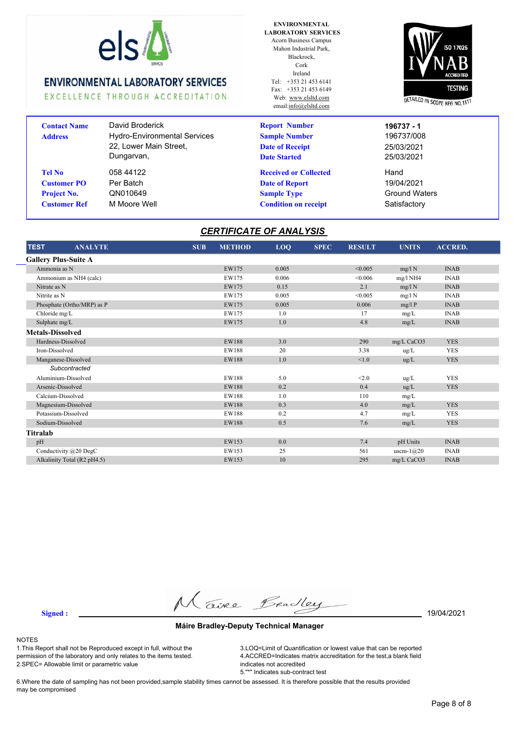**els**

**ENVIRONMENTAL LABORATORY SERVICES**

EXCELLENCE THROUGH ACCREDITATION

**ENVIRONMENTAL LABORATORY SERVICES**
Acorn Business Campus
Mahon Industrial Park,
Blackrock,
Cork
Ireland
Tel: +353 21 453 6141
Fax: +353 21 453 6149
Web: www.elsltd.com
email:info@elsltd.com

ISO 17025 INAB ACCREDITED TESTING
DETAILED IN SCOPE REG NO. 117T

| | | | |
|---|---|---|---|
| **Contact Name** | David Broderick | **Report Number** | **196737 - 1** |
| **Address** | Hydro-Environmental Services 22, Lower Main Street, Dungarvan, | **Sample Number** | 196737/008 |
| | | **Date of Receipt** | 25/03/2021 |
| | | **Date Started** | 25/03/2021 |
| **Tel No** | 058 44122 | **Received or Collected** | Hand |
| **Customer PO** | Per Batch | **Date of Report** | 19/04/2021 |
| **Project No.** | QN010649 | **Sample Type** | Ground Waters |
| **Customer Ref** | M Moore Well | **Condition on receipt** | Satisfactory |

## *CERTIFICATE OF ANALYSIS*

| TEST ANALYTE | SUB | METHOD | LOQ | SPEC | RESULT | UNITS | ACCRED. |
|---|---|---|---|---|---|---|---|
| **Gallery Plus-Suite A** | | | | | | | |
| Ammonia as N | | EW175 | 0.005 | | <0.005 | mg/l N | INAB |
| Ammonium as NH4 (calc) | | EW175 | 0.006 | | <0.006 | mg/l NH4 | INAB |
| Nitrate as N | | EW175 | 0.15 | | 2.1 | mg/l N | INAB |
| Nitrite as N | | EW175 | 0.005 | | <0.005 | mg/l N | INAB |
| Phosphate (Ortho/MRP) as P | | EW175 | 0.005 | | 0.006 | mg/l P | INAB |
| Chloride mg/L | | EW175 | 1.0 | | 17 | mg/L | INAB |
| Sulphate mg/L | | EW175 | 1.0 | | 4.8 | mg/L | INAB |
| **Metals-Dissolved** | | | | | | | |
| Hardness-Dissolved | | EW188 | 3.0 | | 290 | mg/L CaCO3 | YES |
| Iron-Dissolved | | EW188 | 20 | | 3.38 | ug/L | YES |
| Manganese-Dissolved | | EW188 | 1.0 | | <1.0 | ug/L | YES |
| *Subcontracted* | | | | | | | |
| Aluminium-Dissolved | | EW188 | 5.0 | | <2.0 | ug/L | YES |
| Arsenic-Dissolved | | EW188 | 0.2 | | 0.4 | ug/L | YES |
| Calcium-Dissolved | | EW188 | 1.0 | | 110 | mg/L | |
| Magnesium-Dissolved | | EW188 | 0.3 | | 4.0 | mg/L | YES |
| Potassium-Dissolved | | EW188 | 0.2 | | 4.7 | mg/L | YES |
| Sodium-Dissolved | | EW188 | 0.5 | | 7.6 | mg/L | YES |
| **Titralab** | | | | | | | |
| pH | | EW153 | 0.0 | | 7.4 | pH Units | INAB |
| Conductivity @20 DegC | | EW153 | 25 | | 561 | uscm-1@20 | INAB |
| Alkalinity Total (R2 pH4.5) | | EW153 | 10 | | 295 | mg/L CaCO3 | INAB |

**Signed :** Máire Bradley 19/04/2021

**Máire Bradley-Deputy Technical Manager**

NOTES

1.This Report shall not be Reproduced except in full, without the permission of the laboratory and only relates to the items tested.
2.SPEC= Allowable limit or parametric value
3.LOQ=Limit of Quantification or lowest value that can be reported
4.ACCRED=Indicates matrix accreditation for the test,a blank field indicates not accredited
5."*" Indicates sub-contract test
6.Where the date of sampling has not been provided,sample stability times cannot be assessed. It is therefore possible that the results provided may be compromised